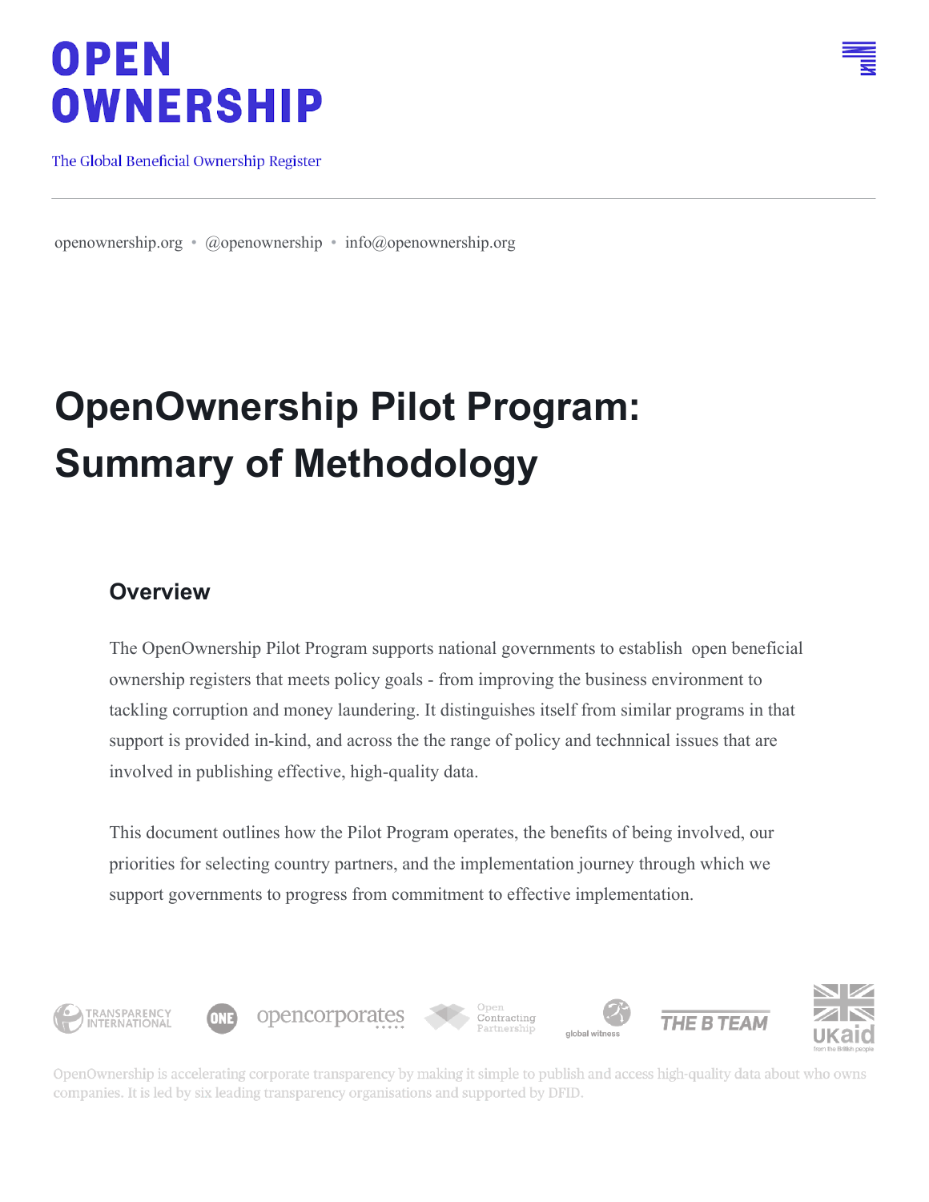# OPEN OWNERSHIP

The Global Beneficial Ownership Register

openownership.org • @openownership • info@openownership.org

# OpenOwnership Pilot Program: Summary of Methodology

## Overview

The OpenOwnership Pilot Program supports national governments to establish open beneficial ownership registers that meets policy goals - from improving the business environment to tackling corruption and money laundering. It distinguishes itself from similar programs in that support is provided in-kind, and across the the range of policy and technnical issues that are involved in publishing effective, high-quality data.

This document outlines how the Pilot Program operates, the benefits of being involved, our priorities for selecting country partners, and the implementation journey through which we support governments to progress from commitment to effective implementation.

OpenOwnership is accelerating corporate transparency by making it simple to publish and access high-quality data about who owns companies. It is led by six leading transparency organisations and supported by DFID.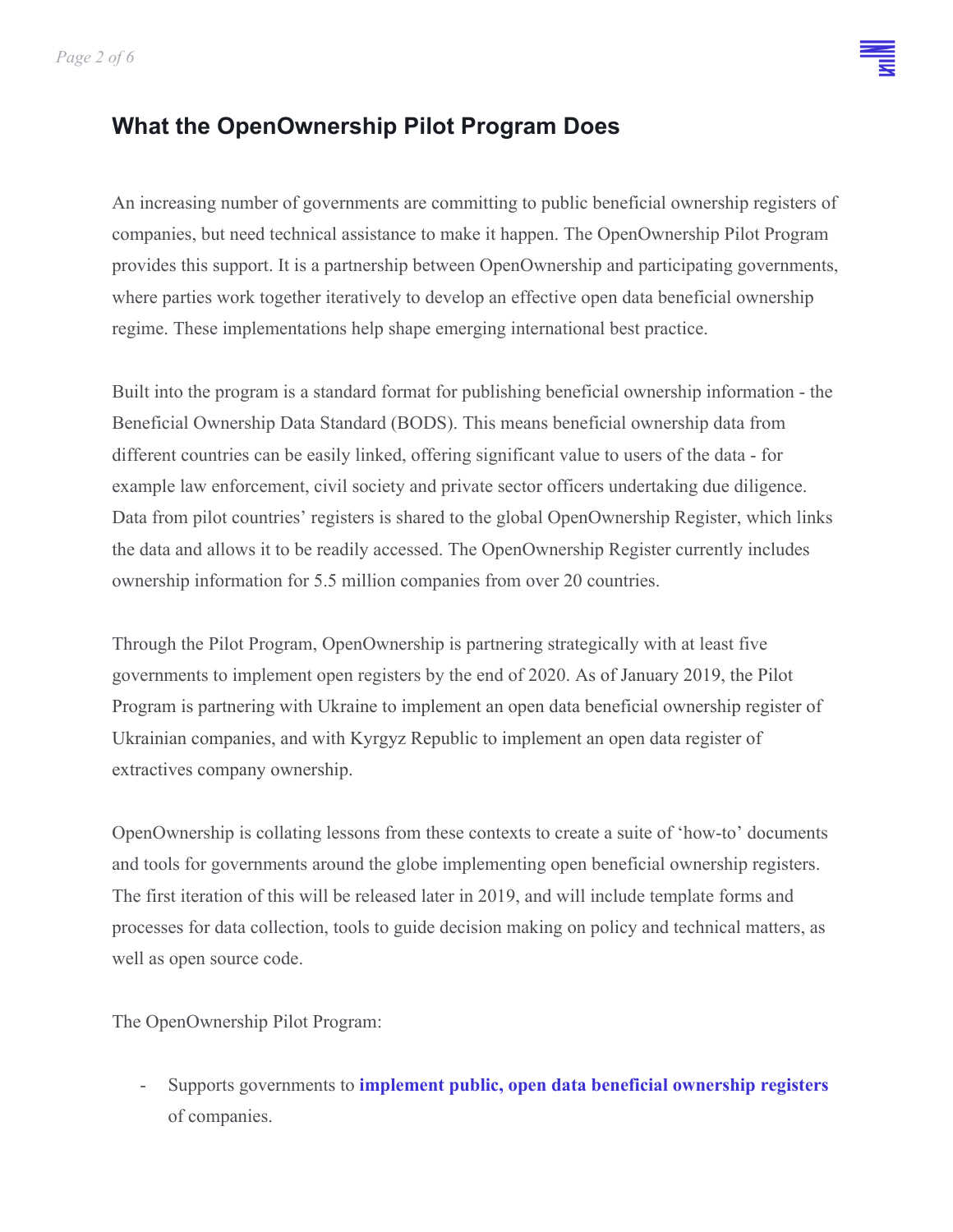## What the OpenOwnership Pilot Program Does

An increasing number of governments are committing to public beneficial ownership registers of companies, but need technical assistance to make it happen. The OpenOwnership Pilot Program provides this support. It is a partnership between OpenOwnership and participating governments, where parties work together iteratively to develop an effective open data beneficial ownership regime. These implementations help shape emerging international best practice.

Built into the program is a standard format for publishing beneficial ownership information - the Beneficial Ownership Data Standard (BODS). This means beneficial ownership data from different countries can be easily linked, offering significant value to users of the data - for example law enforcement, civil society and private sector officers undertaking due diligence. Data from pilot countries' registers is shared to the global OpenOwnership Register, which links the data and allows it to be readily accessed. The OpenOwnership Register currently includes ownership information for 5.5 million companies from over 20 countries.

Through the Pilot Program, OpenOwnership is partnering strategically with at least five governments to implement open registers by the end of 2020. As of January 2019, the Pilot Program is partnering with Ukraine to implement an open data beneficial ownership register of Ukrainian companies, and with Kyrgyz Republic to implement an open data register of extractives company ownership.

OpenOwnership is collating lessons from these contexts to create a suite of 'how-to' documents and tools for governments around the globe implementing open beneficial ownership registers. The first iteration of this will be released later in 2019, and will include template forms and processes for data collection, tools to guide decision making on policy and technical matters, as well as open source code.

The OpenOwnership Pilot Program:

- Supports governments to **implement public, open data beneficial ownership registers** of companies.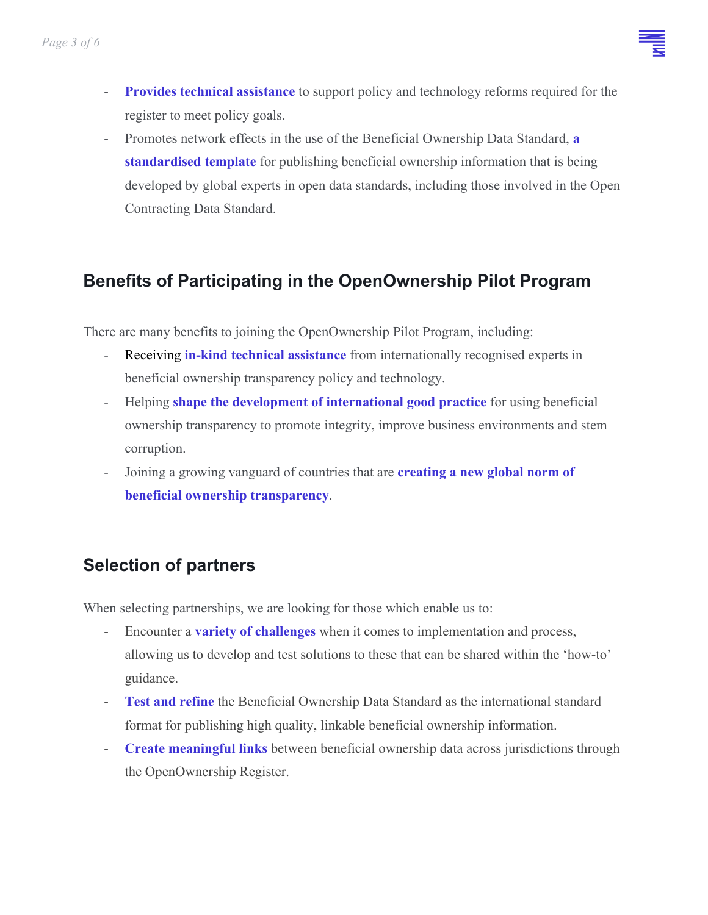- **Provides technical assistance** to support policy and technology reforms required for the register to meet policy goals.
- Promotes network effects in the use of the Beneficial Ownership Data Standard, **a standardised template** for publishing beneficial ownership information that is being developed by global experts in open data standards, including those involved in the Open Contracting Data Standard.

## Benefits of Participating in the OpenOwnership Pilot Program

There are many benefits to joining the OpenOwnership Pilot Program, including:

- Receiving **in-kind technical assistance** from internationally recognised experts in beneficial ownership transparency policy and technology.
- Helping **shape the development of international good practice** for using beneficial ownership transparency to promote integrity, improve business environments and stem corruption.
- Joining a growing vanguard of countries that are **creating a new global norm of beneficial ownership transparency**.

## Selection of partners

When selecting partnerships, we are looking for those which enable us to:

- Encounter a **variety of challenges** when it comes to implementation and process, allowing us to develop and test solutions to these that can be shared within the 'how-to' guidance.
- **Test and refine** the Beneficial Ownership Data Standard as the international standard format for publishing high quality, linkable beneficial ownership information.
- **Create meaningful links** between beneficial ownership data across jurisdictions through the OpenOwnership Register.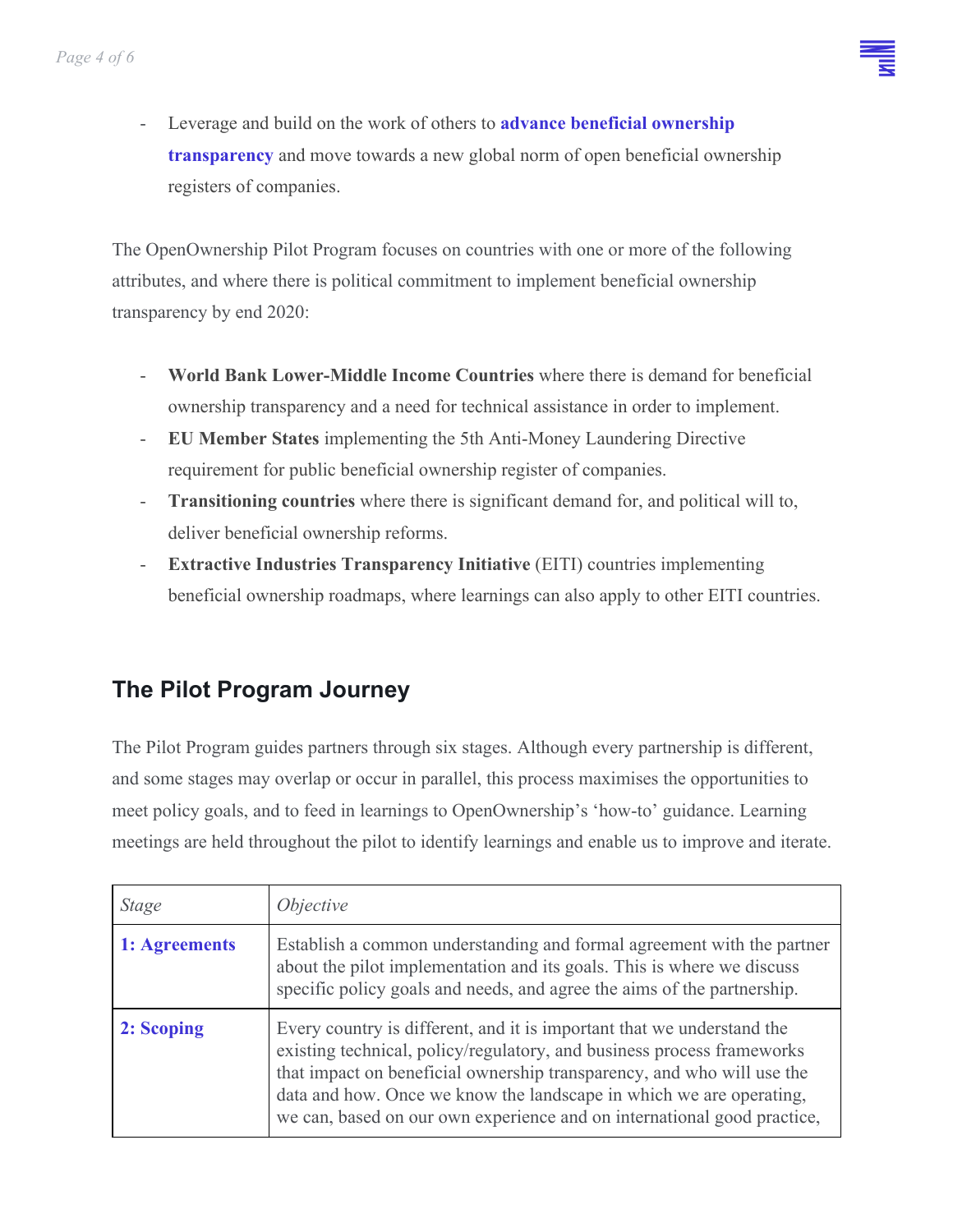- Leverage and build on the work of others to **advance beneficial ownership transparency** and move towards a new global norm of open beneficial ownership registers of companies.

The OpenOwnership Pilot Program focuses on countries with one or more of the following attributes, and where there is political commitment to implement beneficial ownership transparency by end 2020:

- **World Bank Lower-Middle Income Countries** where there is demand for beneficial ownership transparency and a need for technical assistance in order to implement.
- **EU Member States** implementing the 5th Anti-Money Laundering Directive requirement for public beneficial ownership register of companies.
- **Transitioning countries** where there is significant demand for, and political will to, deliver beneficial ownership reforms.
- **Extractive Industries Transparency Initiative** (EITI) countries implementing beneficial ownership roadmaps, where learnings can also apply to other EITI countries.

## The Pilot Program Journey

The Pilot Program guides partners through six stages. Although every partnership is different, and some stages may overlap or occur in parallel, this process maximises the opportunities to meet policy goals, and to feed in learnings to OpenOwnership's 'how-to' guidance. Learning meetings are held throughout the pilot to identify learnings and enable us to improve and iterate.

| *Stage* | *Objective* |
|---|---|
| **1: Agreements** | Establish a common understanding and formal agreement with the partner about the pilot implementation and its goals. This is where we discuss specific policy goals and needs, and agree the aims of the partnership. |
| **2: Scoping** | Every country is different, and it is important that we understand the existing technical, policy/regulatory, and business process frameworks that impact on beneficial ownership transparency, and who will use the data and how. Once we know the landscape in which we are operating, we can, based on our own experience and on international good practice, |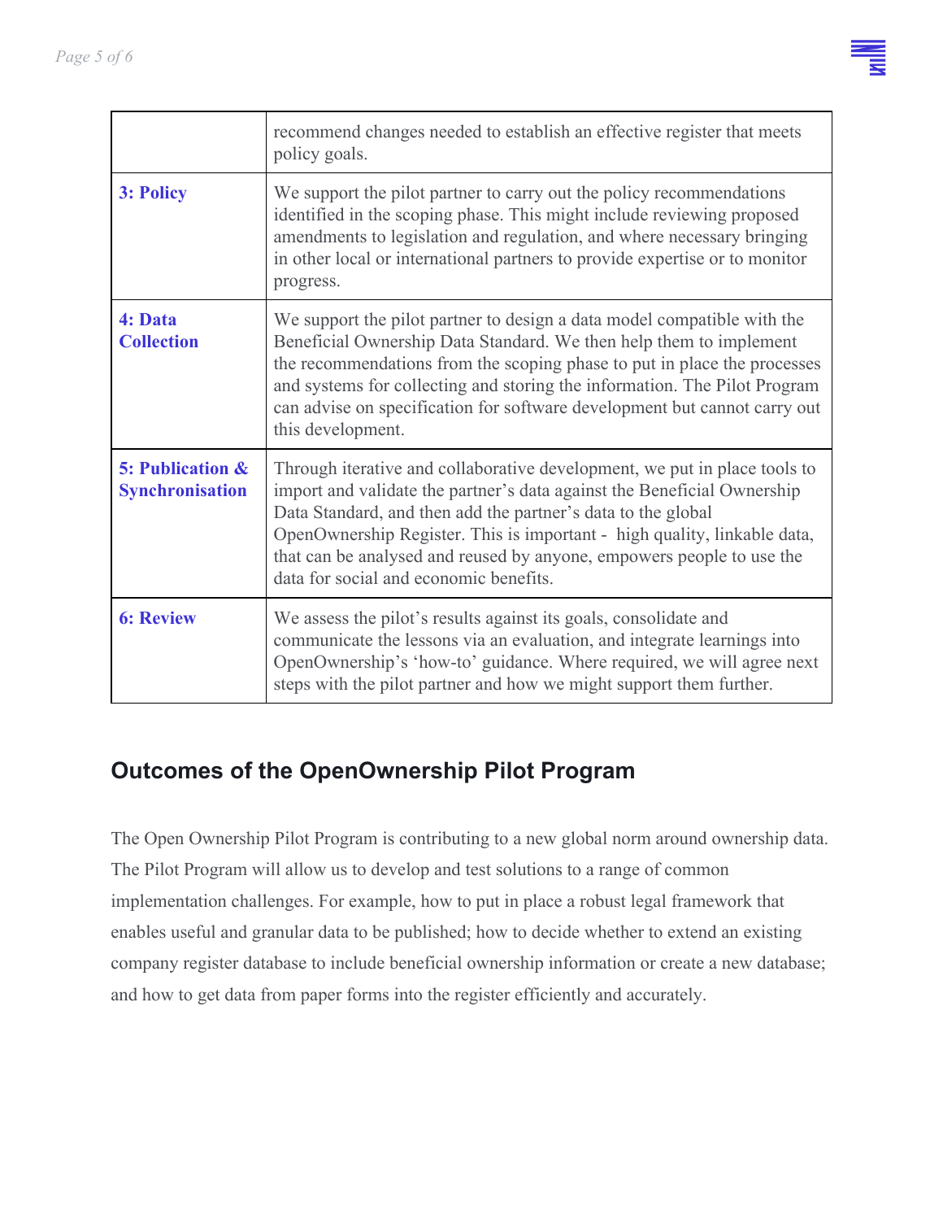| | |
|---|---|
| | recommend changes needed to establish an effective register that meets policy goals. |
| **3: Policy** | We support the pilot partner to carry out the policy recommendations identified in the scoping phase. This might include reviewing proposed amendments to legislation and regulation, and where necessary bringing in other local or international partners to provide expertise or to monitor progress. |
| **4: Data Collection** | We support the pilot partner to design a data model compatible with the Beneficial Ownership Data Standard. We then help them to implement the recommendations from the scoping phase to put in place the processes and systems for collecting and storing the information. The Pilot Program can advise on specification for software development but cannot carry out this development. |
| **5: Publication & Synchronisation** | Through iterative and collaborative development, we put in place tools to import and validate the partner's data against the Beneficial Ownership Data Standard, and then add the partner's data to the global OpenOwnership Register. This is important - high quality, linkable data, that can be analysed and reused by anyone, empowers people to use the data for social and economic benefits. |
| **6: Review** | We assess the pilot's results against its goals, consolidate and communicate the lessons via an evaluation, and integrate learnings into OpenOwnership's 'how-to' guidance. Where required, we will agree next steps with the pilot partner and how we might support them further. |

## Outcomes of the OpenOwnership Pilot Program

The Open Ownership Pilot Program is contributing to a new global norm around ownership data. The Pilot Program will allow us to develop and test solutions to a range of common implementation challenges. For example, how to put in place a robust legal framework that enables useful and granular data to be published; how to decide whether to extend an existing company register database to include beneficial ownership information or create a new database; and how to get data from paper forms into the register efficiently and accurately.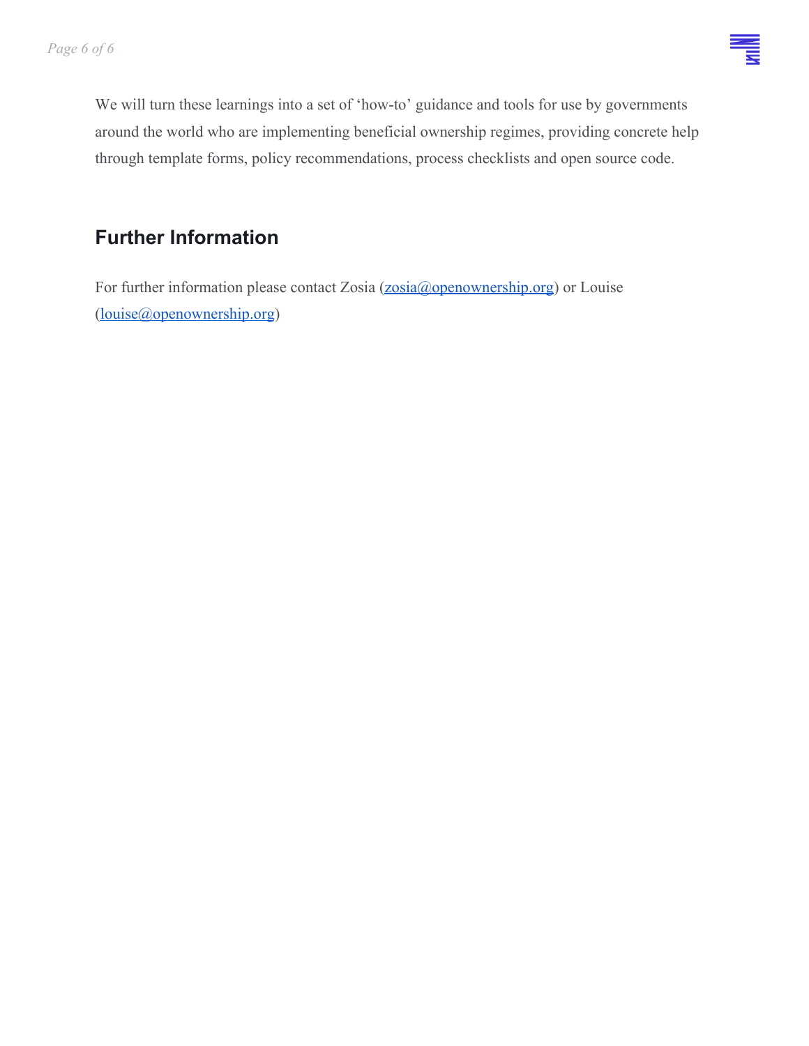We will turn these learnings into a set of 'how-to' guidance and tools for use by governments around the world who are implementing beneficial ownership regimes, providing concrete help through template forms, policy recommendations, process checklists and open source code.

## Further Information

For further information please contact Zosia (zosia@openownership.org) or Louise (louise@openownership.org)